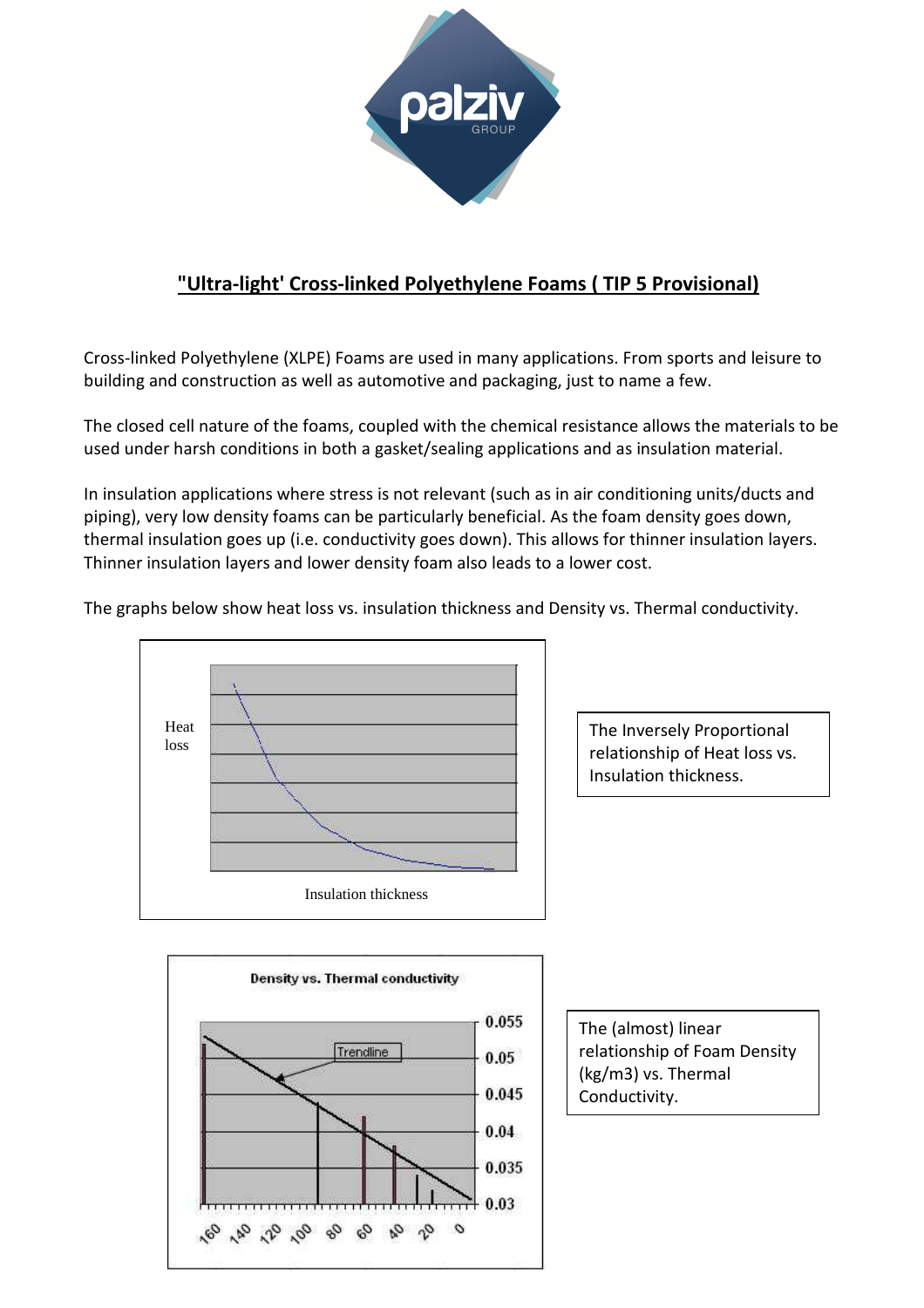# "Ultra-light' Cross-linked Polyethylene Foams ( TIP 5 Provisional)

Cross-linked Polyethylene (XLPE) Foams are used in many applications. From sports and leisure to building and construction as well as automotive and packaging, just to name a few.

The closed cell nature of the foams, coupled with the chemical resistance allows the materials to be used under harsh conditions in both a gasket/sealing applications and as insulation material.

In insulation applications where stress is not relevant (such as in air conditioning units/ducts and piping), very low density foams can be particularly beneficial. As the foam density goes down, thermal insulation goes up (i.e. conductivity goes down). This allows for thinner insulation layers. Thinner insulation layers and lower density foam also leads to a lower cost.

The graphs below show heat loss vs. insulation thickness and Density vs. Thermal conductivity.

Heat loss

Insulation thickness

The Inversely Proportional relationship of Heat loss vs. Insulation thickness.

**Density vs. Thermal conductivity**

Trendline

0.055, 0.05, 0.045, 0.04, 0.035, 0.03

160, 140, 120, 100, 80, 60, 40, 20, 0

The (almost) linear relationship of Foam Density (kg/m3) vs. Thermal Conductivity.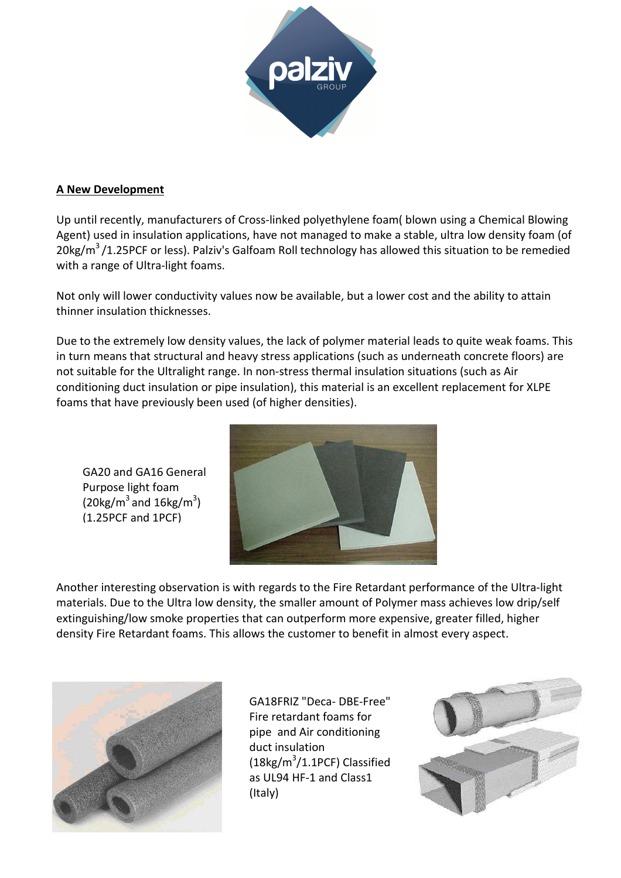## A New Development

Up until recently, manufacturers of Cross-linked polyethylene foam( blown using a Chemical Blowing Agent) used in insulation applications, have not managed to make a stable, ultra low density foam (of $20kg/m^3$ /1.25PCF or less). Palziv's Galfoam Roll technology has allowed this situation to be remedied with a range of Ultra-light foams.

Not only will lower conductivity values now be available, but a lower cost and the ability to attain thinner insulation thicknesses.

Due to the extremely low density values, the lack of polymer material leads to quite weak foams. This in turn means that structural and heavy stress applications (such as underneath concrete floors) are not suitable for the Ultralight range. In non-stress thermal insulation situations (such as Air conditioning duct insulation or pipe insulation), this material is an excellent replacement for XLPE foams that have previously been used (of higher densities).

GA20 and GA16 General Purpose light foam ($20kg/m^3$ and $16kg/m^3$) (1.25PCF and 1PCF)

Another interesting observation is with regards to the Fire Retardant performance of the Ultra-light materials. Due to the Ultra low density, the smaller amount of Polymer mass achieves low drip/self extinguishing/low smoke properties that can outperform more expensive, greater filled, higher density Fire Retardant foams. This allows the customer to benefit in almost every aspect.

GA18FRIZ "Deca- DBE-Free" Fire retardant foams for pipe and Air conditioning duct insulation ($18kg/m^3$/1.1PCF) Classified as UL94 HF-1 and Class1 (Italy)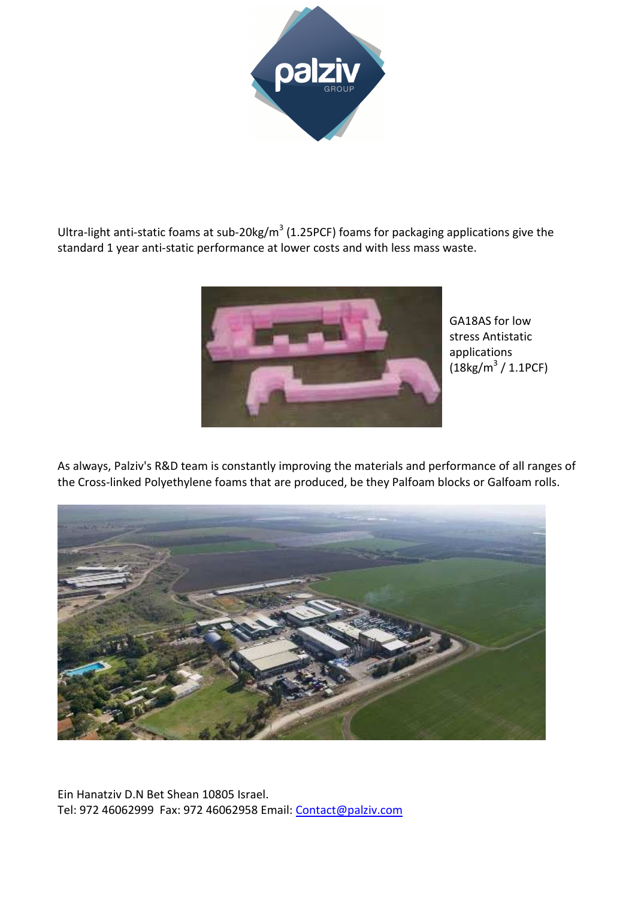Ultra-light anti-static foams at sub-20kg/m$^3$ (1.25PCF) foams for packaging applications give the standard 1 year anti-static performance at lower costs and with less mass waste.

GA18AS for low stress Antistatic applications (18kg/m$^3$ / 1.1PCF)

As always, Palziv's R&D team is constantly improving the materials and performance of all ranges of the Cross-linked Polyethylene foams that are produced, be they Palfoam blocks or Galfoam rolls.

Ein Hanatziv D.N Bet Shean 10805 Israel.
Tel: 972 46062999 Fax: 972 46062958 Email: Contact@palziv.com